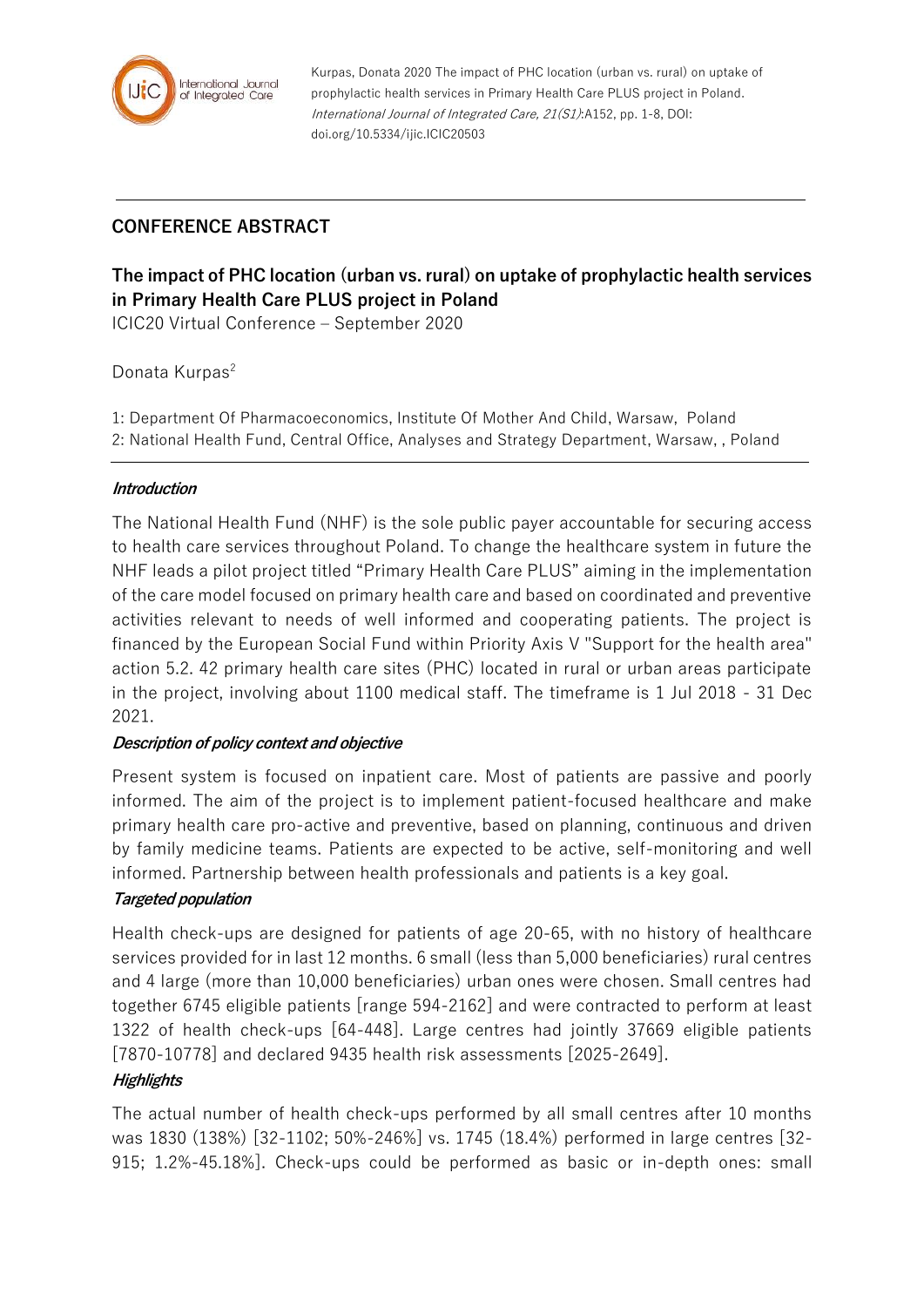Kurpas, Donata 2020 The impact of PHC location (urban vs. rural) on uptake of prophylactic health services in Primary Health Care PLUS project in Poland. *International Journal of Integrated Care, 21(S1)*:A152, pp. 1-8, DOI: doi.org/10.5334/ijic.ICIC20503

## CONFERENCE ABSTRACT

# The impact of PHC location (urban vs. rural) on uptake of prophylactic health services in Primary Health Care PLUS project in Poland

ICIC20 Virtual Conference – September 2020

Donata Kurpas[2]

1: Department Of Pharmacoeconomics, Institute Of Mother And Child, Warsaw, Poland
2: National Health Fund, Central Office, Analyses and Strategy Department, Warsaw, , Poland

### *Introduction*

The National Health Fund (NHF) is the sole public payer accountable for securing access to health care services throughout Poland. To change the healthcare system in future the NHF leads a pilot project titled "Primary Health Care PLUS" aiming in the implementation of the care model focused on primary health care and based on coordinated and preventive activities relevant to needs of well informed and cooperating patients. The project is financed by the European Social Fund within Priority Axis V "Support for the health area" action 5.2. 42 primary health care sites (PHC) located in rural or urban areas participate in the project, involving about 1100 medical staff. The timeframe is 1 Jul 2018 - 31 Dec 2021.

### *Description of policy context and objective*

Present system is focused on inpatient care. Most of patients are passive and poorly informed. The aim of the project is to implement patient-focused healthcare and make primary health care pro-active and preventive, based on planning, continuous and driven by family medicine teams. Patients are expected to be active, self-monitoring and well informed. Partnership between health professionals and patients is a key goal.

### *Targeted population*

Health check-ups are designed for patients of age 20-65, with no history of healthcare services provided for in last 12 months. 6 small (less than 5,000 beneficiaries) rural centres and 4 large (more than 10,000 beneficiaries) urban ones were chosen. Small centres had together 6745 eligible patients [range 594-2162] and were contracted to perform at least 1322 of health check-ups [64-448]. Large centres had jointly 37669 eligible patients [7870-10778] and declared 9435 health risk assessments [2025-2649].

### *Highlights*

The actual number of health check-ups performed by all small centres after 10 months was 1830 (138%) [32-1102; 50%-246%] vs. 1745 (18.4%) performed in large centres [32-915; 1.2%-45.18%]. Check-ups could be performed as basic or in-depth ones: small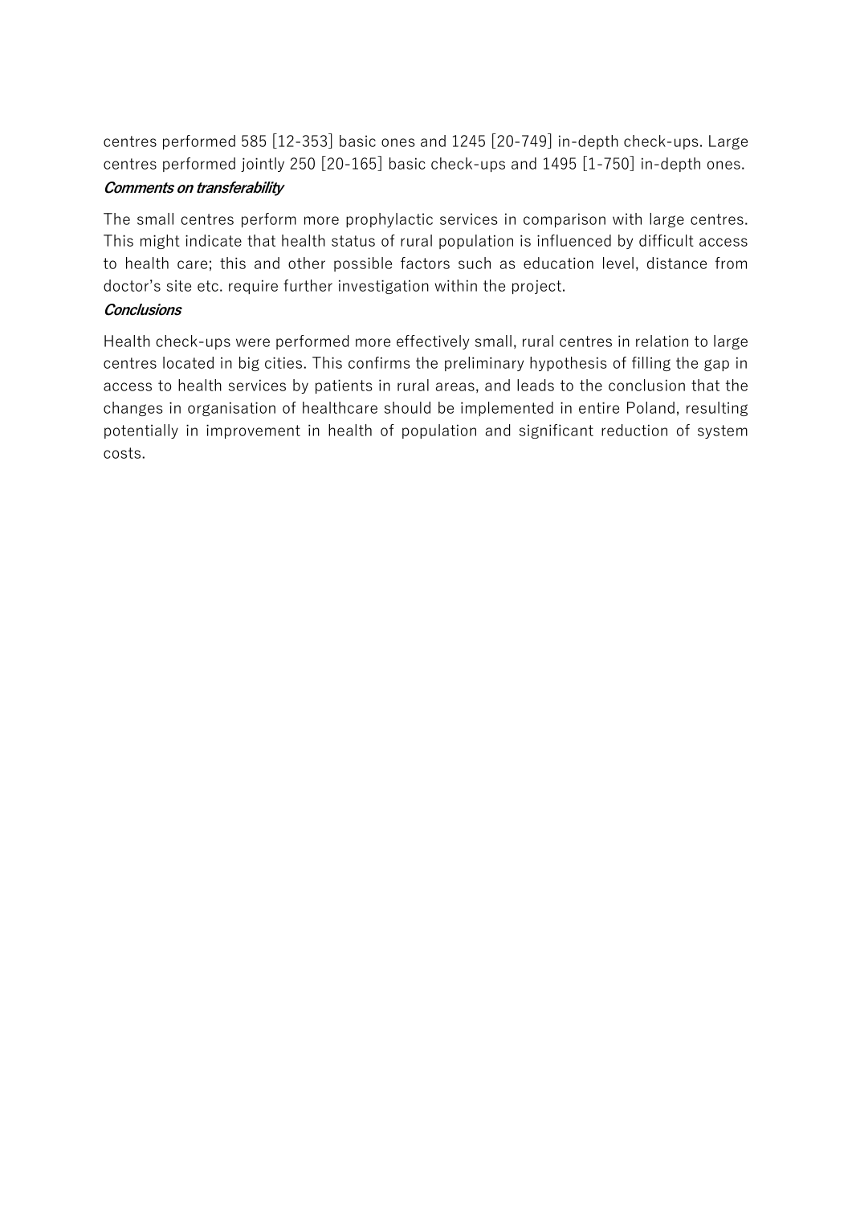centres performed 585 [12-353] basic ones and 1245 [20-749] in-depth check-ups. Large centres performed jointly 250 [20-165] basic check-ups and 1495 [1-750] in-depth ones.

***Comments on transferability***

The small centres perform more prophylactic services in comparison with large centres. This might indicate that health status of rural population is influenced by difficult access to health care; this and other possible factors such as education level, distance from doctor's site etc. require further investigation within the project.

***Conclusions***

Health check-ups were performed more effectively small, rural centres in relation to large centres located in big cities. This confirms the preliminary hypothesis of filling the gap in access to health services by patients in rural areas, and leads to the conclusion that the changes in organisation of healthcare should be implemented in entire Poland, resulting potentially in improvement in health of population and significant reduction of system costs.